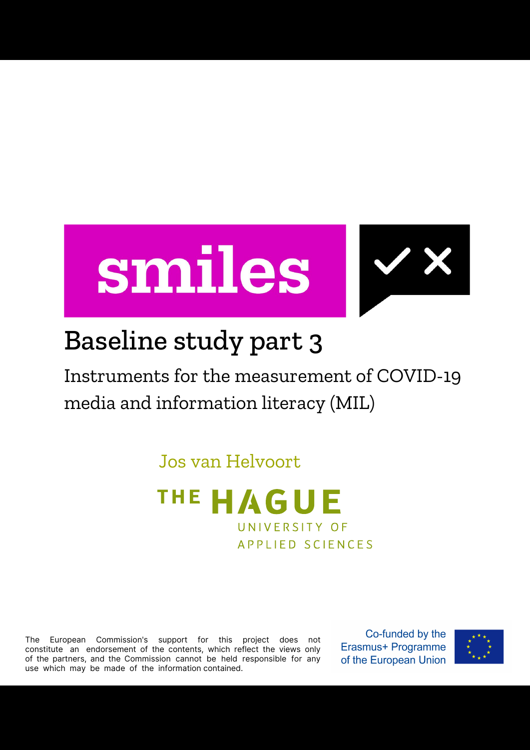# smiles

## Baseline study part 3

Instruments for the measurement of COVID-19 media and information literacy (MIL)

Jos van Helvoort

THE HAGUE UNIVERSITY OF APPLIED SCIENCES

The European Commission's support for this project does not constitute an endorsement of the contents, which reflect the views only of the partners, and the Commission cannot be held responsible for any use which may be made of the information contained.

Co-funded by the Erasmus+ Programme of the European Union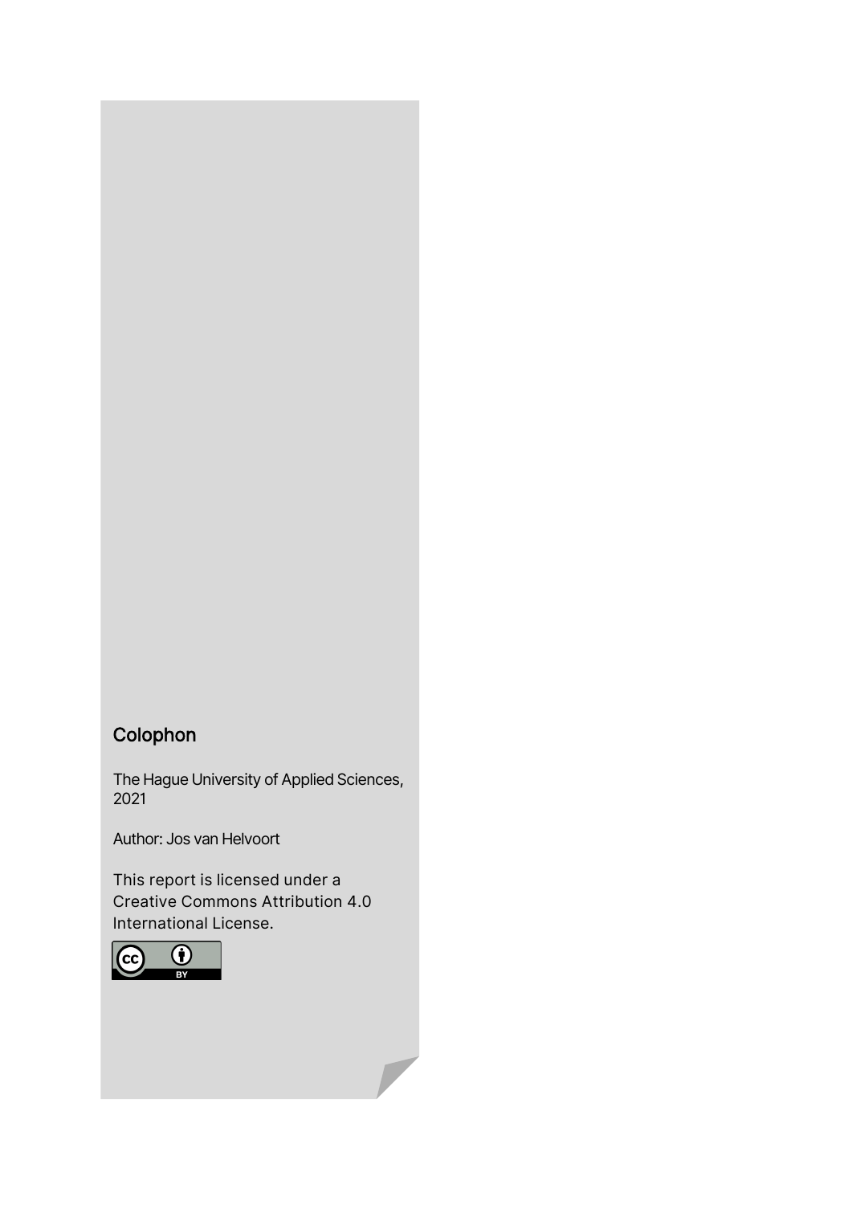## Colophon

The Hague University of Applied Sciences, 2021

Author: Jos van Helvoort

This report is licensed under a Creative Commons Attribution 4.0 International License.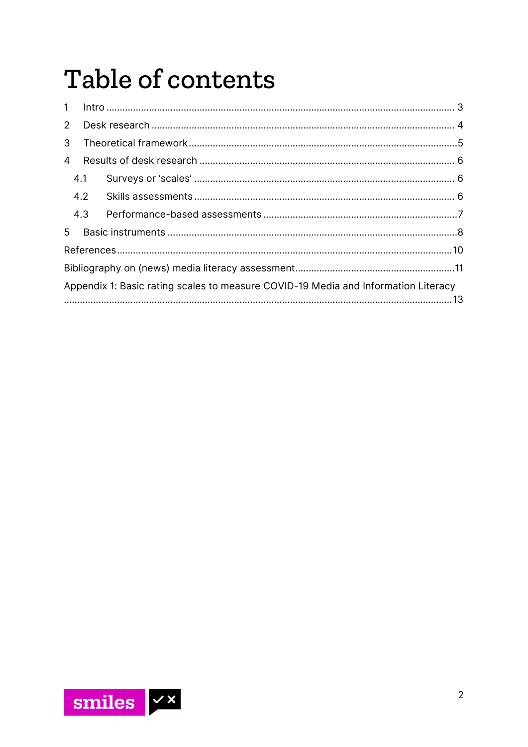# Table of contents

1 Intro ........................................................................................................ 3

2 Desk research ........................................................................................... 4

3 Theoretical framework ............................................................................... 5

4 Results of desk research ............................................................................ 6

  4.1 Surveys or ‘scales’ ................................................................................ 6

  4.2 Skills assessments ................................................................................ 6

  4.3 Performance-based assessments ........................................................... 7

5 Basic instruments ..................................................................................... 8

References ................................................................................................... 10

Bibliography on (news) media literacy assessment ........................................... 11

Appendix 1: Basic rating scales to measure COVID-19 Media and Information Literacy ........................................................................................................ 13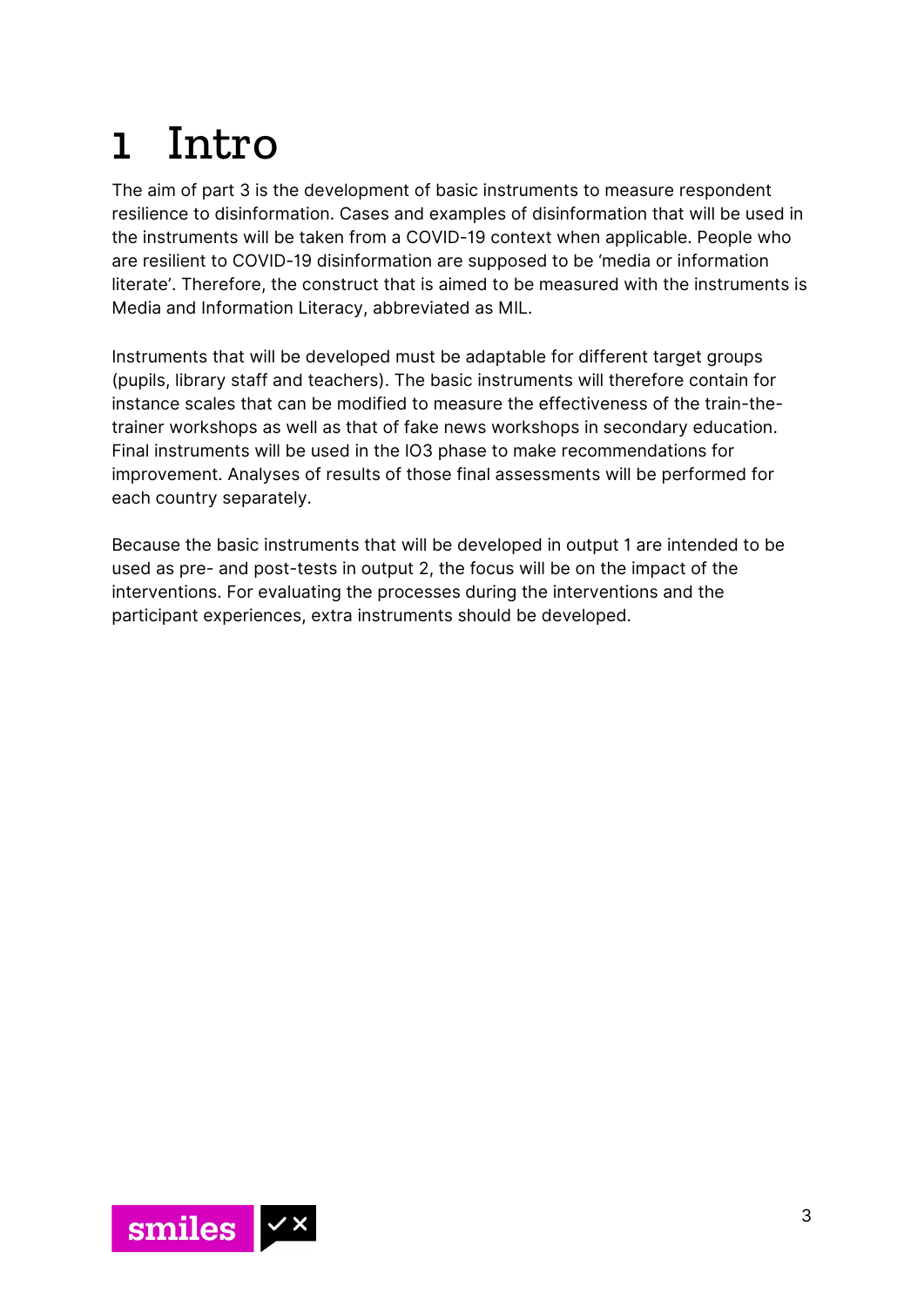# 1 Intro

The aim of part 3 is the development of basic instruments to measure respondent resilience to disinformation. Cases and examples of disinformation that will be used in the instruments will be taken from a COVID-19 context when applicable. People who are resilient to COVID-19 disinformation are supposed to be 'media or information literate'. Therefore, the construct that is aimed to be measured with the instruments is Media and Information Literacy, abbreviated as MIL.

Instruments that will be developed must be adaptable for different target groups (pupils, library staff and teachers). The basic instruments will therefore contain for instance scales that can be modified to measure the effectiveness of the train-the-trainer workshops as well as that of fake news workshops in secondary education. Final instruments will be used in the IO3 phase to make recommendations for improvement. Analyses of results of those final assessments will be performed for each country separately.

Because the basic instruments that will be developed in output 1 are intended to be used as pre- and post-tests in output 2, the focus will be on the impact of the interventions. For evaluating the processes during the interventions and the participant experiences, extra instruments should be developed.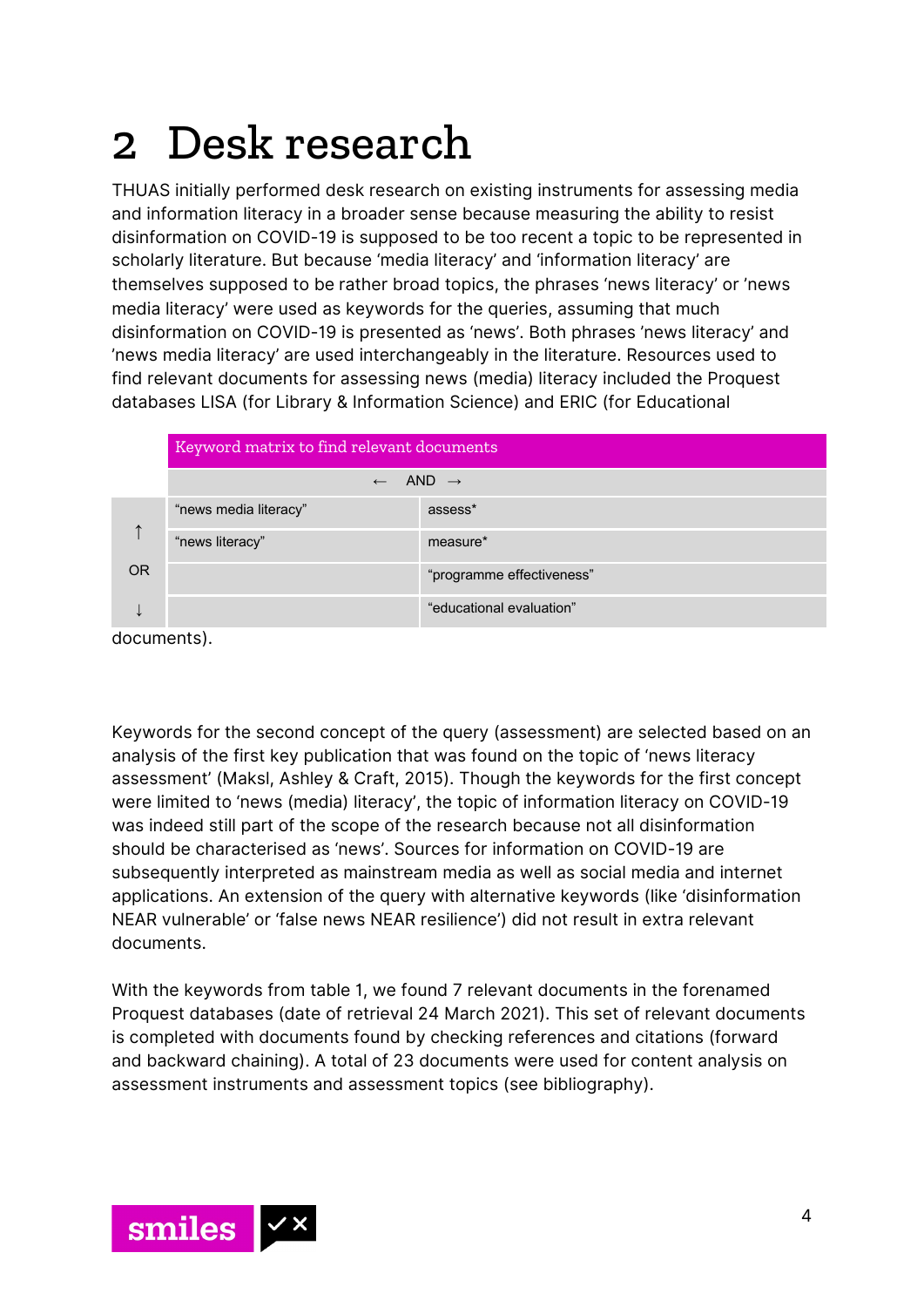# 2 Desk research

THUAS initially performed desk research on existing instruments for assessing media and information literacy in a broader sense because measuring the ability to resist disinformation on COVID-19 is supposed to be too recent a topic to be represented in scholarly literature. But because 'media literacy' and 'information literacy' are themselves supposed to be rather broad topics, the phrases 'news literacy' or 'news media literacy' were used as keywords for the queries, assuming that much disinformation on COVID-19 is presented as 'news'. Both phrases 'news literacy' and 'news media literacy' are used interchangeably in the literature. Resources used to find relevant documents for assessing news (media) literacy included the Proquest databases LISA (for Library & Information Science) and ERIC (for Educational documents).

| | Keyword matrix to find relevant documents | |
|---|---|---|
| | ← AND → | |
| ↑ OR ↓ | "news media literacy" | assess* |
| | "news literacy" | measure* |
| | | "programme effectiveness" |
| | | "educational evaluation" |

Keywords for the second concept of the query (assessment) are selected based on an analysis of the first key publication that was found on the topic of 'news literacy assessment' (Maksl, Ashley & Craft, 2015). Though the keywords for the first concept were limited to 'news (media) literacy', the topic of information literacy on COVID-19 was indeed still part of the scope of the research because not all disinformation should be characterised as 'news'. Sources for information on COVID-19 are subsequently interpreted as mainstream media as well as social media and internet applications. An extension of the query with alternative keywords (like 'disinformation NEAR vulnerable' or 'false news NEAR resilience') did not result in extra relevant documents.

With the keywords from table 1, we found 7 relevant documents in the forenamed Proquest databases (date of retrieval 24 March 2021). This set of relevant documents is completed with documents found by checking references and citations (forward and backward chaining). A total of 23 documents were used for content analysis on assessment instruments and assessment topics (see bibliography).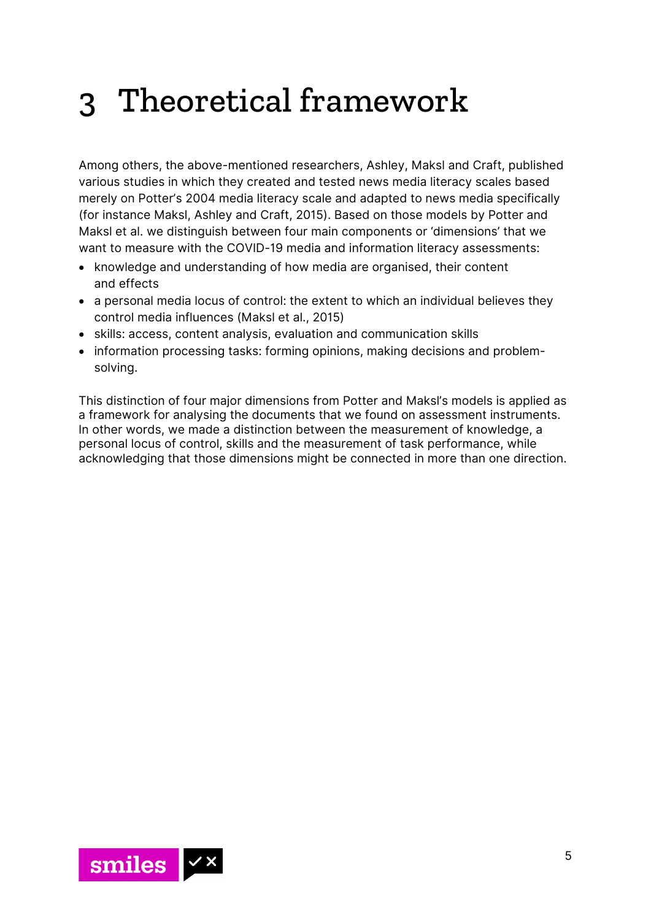# 3 Theoretical framework

Among others, the above-mentioned researchers, Ashley, Maksl and Craft, published various studies in which they created and tested news media literacy scales based merely on Potter's 2004 media literacy scale and adapted to news media specifically (for instance Maksl, Ashley and Craft, 2015). Based on those models by Potter and Maksl et al. we distinguish between four main components or 'dimensions' that we want to measure with the COVID-19 media and information literacy assessments:

- knowledge and understanding of how media are organised, their content and effects
- a personal media locus of control: the extent to which an individual believes they control media influences (Maksl et al., 2015)
- skills: access, content analysis, evaluation and communication skills
- information processing tasks: forming opinions, making decisions and problem-solving.

This distinction of four major dimensions from Potter and Maksl's models is applied as a framework for analysing the documents that we found on assessment instruments. In other words, we made a distinction between the measurement of knowledge, a personal locus of control, skills and the measurement of task performance, while acknowledging that those dimensions might be connected in more than one direction.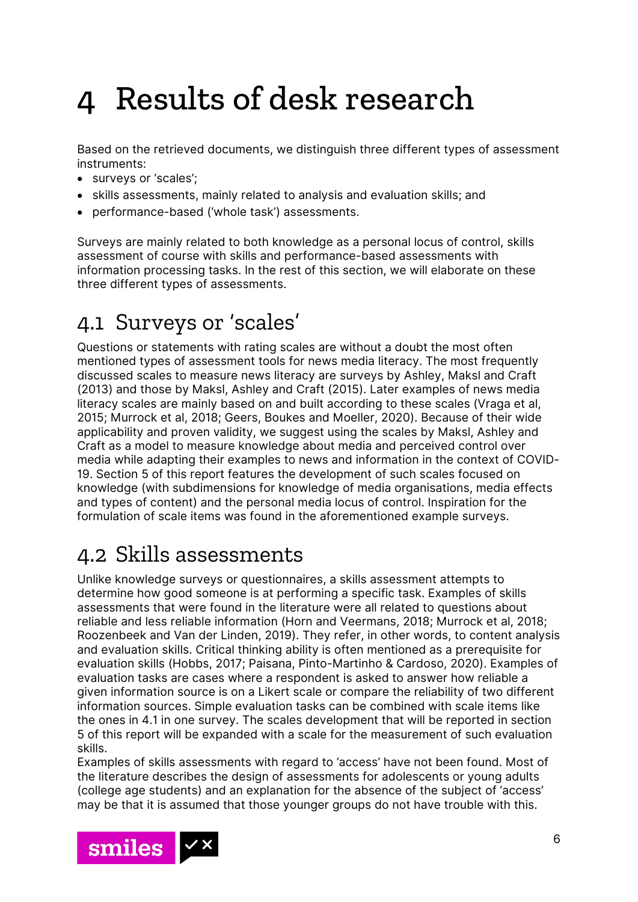# 4 Results of desk research

Based on the retrieved documents, we distinguish three different types of assessment instruments:

- surveys or 'scales';
- skills assessments, mainly related to analysis and evaluation skills; and
- performance-based ('whole task') assessments.

Surveys are mainly related to both knowledge as a personal locus of control, skills assessment of course with skills and performance-based assessments with information processing tasks. In the rest of this section, we will elaborate on these three different types of assessments.

## 4.1 Surveys or 'scales'

Questions or statements with rating scales are without a doubt the most often mentioned types of assessment tools for news media literacy. The most frequently discussed scales to measure news literacy are surveys by Ashley, Maksl and Craft (2013) and those by Maksl, Ashley and Craft (2015). Later examples of news media literacy scales are mainly based on and built according to these scales (Vraga et al, 2015; Murrock et al, 2018; Geers, Boukes and Moeller, 2020). Because of their wide applicability and proven validity, we suggest using the scales by Maksl, Ashley and Craft as a model to measure knowledge about media and perceived control over media while adapting their examples to news and information in the context of COVID-19. Section 5 of this report features the development of such scales focused on knowledge (with subdimensions for knowledge of media organisations, media effects and types of content) and the personal media locus of control. Inspiration for the formulation of scale items was found in the aforementioned example surveys.

## 4.2 Skills assessments

Unlike knowledge surveys or questionnaires, a skills assessment attempts to determine how good someone is at performing a specific task. Examples of skills assessments that were found in the literature were all related to questions about reliable and less reliable information (Horn and Veermans, 2018; Murrock et al, 2018; Roozenbeek and Van der Linden, 2019). They refer, in other words, to content analysis and evaluation skills. Critical thinking ability is often mentioned as a prerequisite for evaluation skills (Hobbs, 2017; Paisana, Pinto-Martinho & Cardoso, 2020). Examples of evaluation tasks are cases where a respondent is asked to answer how reliable a given information source is on a Likert scale or compare the reliability of two different information sources. Simple evaluation tasks can be combined with scale items like the ones in 4.1 in one survey. The scales development that will be reported in section 5 of this report will be expanded with a scale for the measurement of such evaluation skills.

Examples of skills assessments with regard to 'access' have not been found. Most of the literature describes the design of assessments for adolescents or young adults (college age students) and an explanation for the absence of the subject of 'access' may be that it is assumed that those younger groups do not have trouble with this.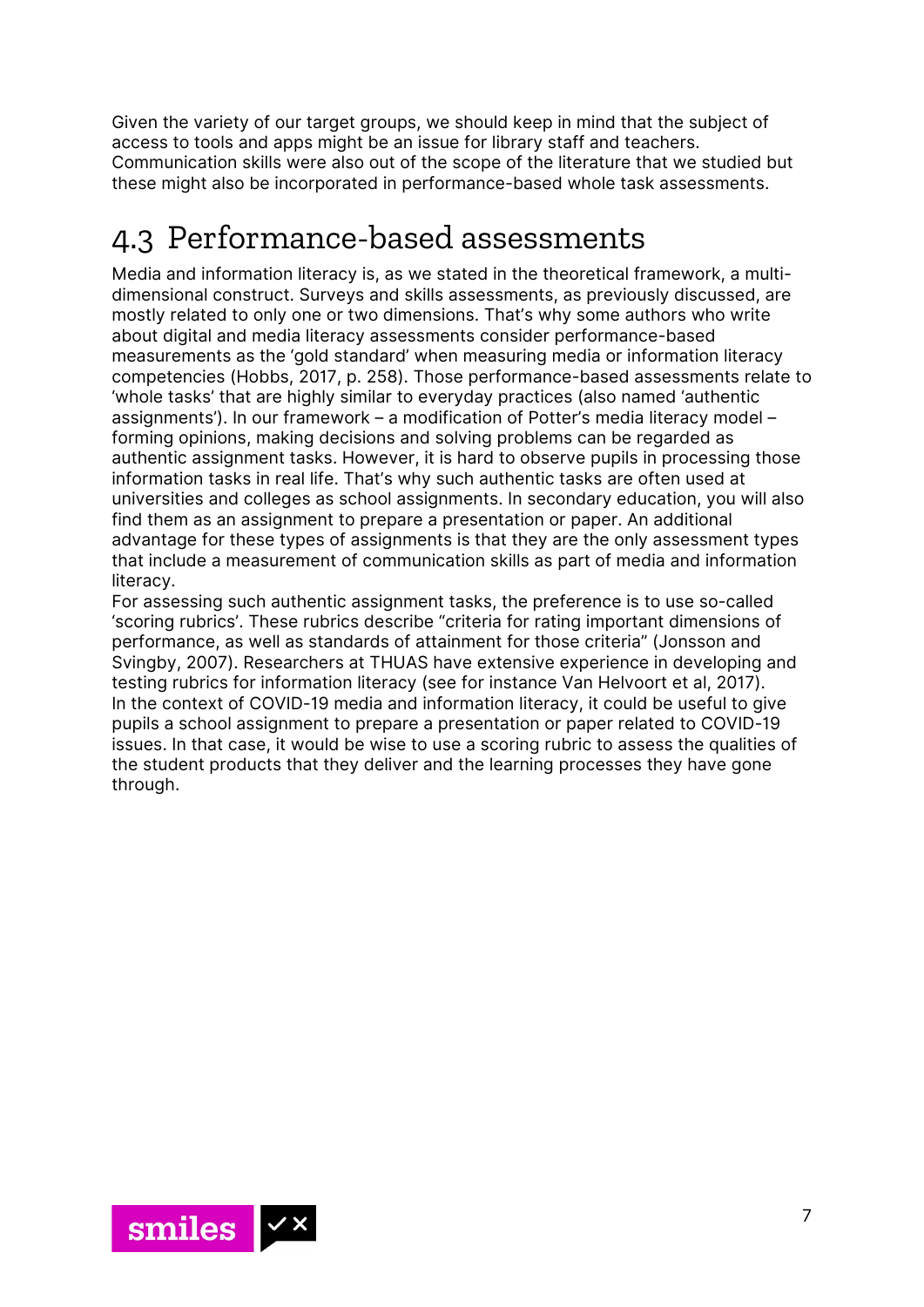Given the variety of our target groups, we should keep in mind that the subject of access to tools and apps might be an issue for library staff and teachers. Communication skills were also out of the scope of the literature that we studied but these might also be incorporated in performance-based whole task assessments.

## 4.3 Performance-based assessments

Media and information literacy is, as we stated in the theoretical framework, a multi-dimensional construct. Surveys and skills assessments, as previously discussed, are mostly related to only one or two dimensions. That's why some authors who write about digital and media literacy assessments consider performance-based measurements as the 'gold standard' when measuring media or information literacy competencies (Hobbs, 2017, p. 258). Those performance-based assessments relate to 'whole tasks' that are highly similar to everyday practices (also named 'authentic assignments'). In our framework – a modification of Potter's media literacy model – forming opinions, making decisions and solving problems can be regarded as authentic assignment tasks. However, it is hard to observe pupils in processing those information tasks in real life. That's why such authentic tasks are often used at universities and colleges as school assignments. In secondary education, you will also find them as an assignment to prepare a presentation or paper. An additional advantage for these types of assignments is that they are the only assessment types that include a measurement of communication skills as part of media and information literacy.

For assessing such authentic assignment tasks, the preference is to use so-called 'scoring rubrics'. These rubrics describe "criteria for rating important dimensions of performance, as well as standards of attainment for those criteria" (Jonsson and Svingby, 2007). Researchers at THUAS have extensive experience in developing and testing rubrics for information literacy (see for instance Van Helvoort et al, 2017).

In the context of COVID-19 media and information literacy, it could be useful to give pupils a school assignment to prepare a presentation or paper related to COVID-19 issues. In that case, it would be wise to use a scoring rubric to assess the qualities of the student products that they deliver and the learning processes they have gone through.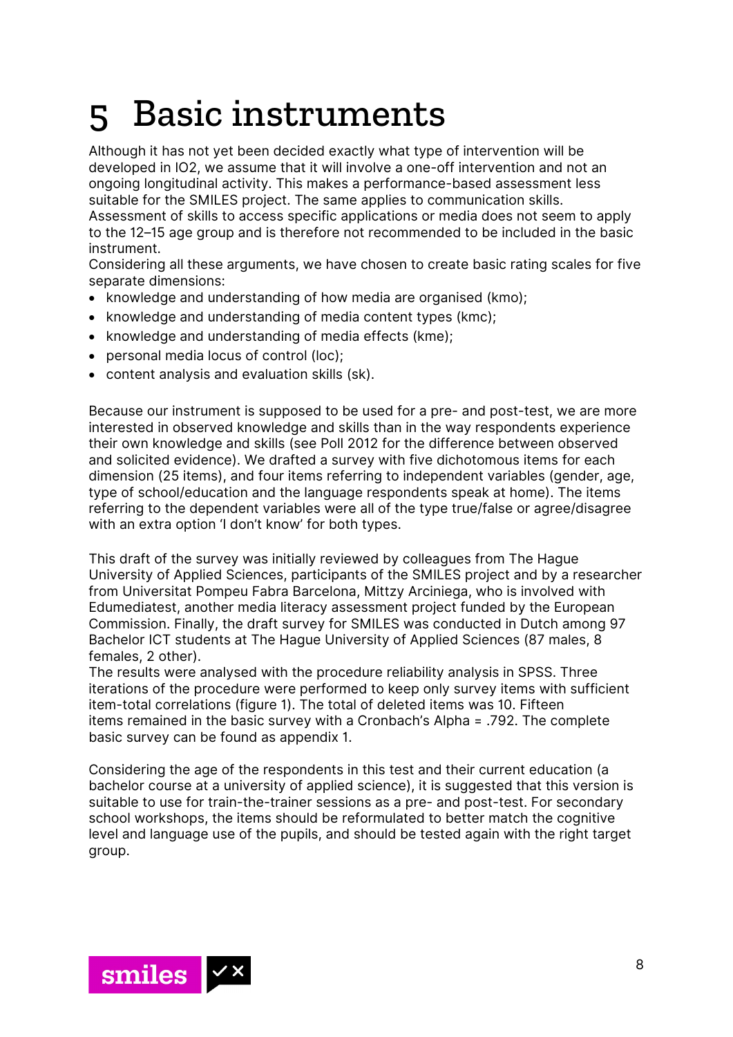# 5 Basic instruments

Although it has not yet been decided exactly what type of intervention will be developed in IO2, we assume that it will involve a one-off intervention and not an ongoing longitudinal activity. This makes a performance-based assessment less suitable for the SMILES project. The same applies to communication skills. Assessment of skills to access specific applications or media does not seem to apply to the 12–15 age group and is therefore not recommended to be included in the basic instrument.

Considering all these arguments, we have chosen to create basic rating scales for five separate dimensions:

- knowledge and understanding of how media are organised (kmo);
- knowledge and understanding of media content types (kmc);
- knowledge and understanding of media effects (kme);
- personal media locus of control (loc);
- content analysis and evaluation skills (sk).

Because our instrument is supposed to be used for a pre- and post-test, we are more interested in observed knowledge and skills than in the way respondents experience their own knowledge and skills (see Poll 2012 for the difference between observed and solicited evidence). We drafted a survey with five dichotomous items for each dimension (25 items), and four items referring to independent variables (gender, age, type of school/education and the language respondents speak at home). The items referring to the dependent variables were all of the type true/false or agree/disagree with an extra option 'I don't know' for both types.

This draft of the survey was initially reviewed by colleagues from The Hague University of Applied Sciences, participants of the SMILES project and by a researcher from Universitat Pompeu Fabra Barcelona, Mittzy Arciniega, who is involved with Edumediatest, another media literacy assessment project funded by the European Commission. Finally, the draft survey for SMILES was conducted in Dutch among 97 Bachelor ICT students at The Hague University of Applied Sciences (87 males, 8 females, 2 other).

The results were analysed with the procedure reliability analysis in SPSS. Three iterations of the procedure were performed to keep only survey items with sufficient item-total correlations (figure 1). The total of deleted items was 10. Fifteen items remained in the basic survey with a Cronbach's Alpha = .792. The complete basic survey can be found as appendix 1.

Considering the age of the respondents in this test and their current education (a bachelor course at a university of applied science), it is suggested that this version is suitable to use for train-the-trainer sessions as a pre- and post-test. For secondary school workshops, the items should be reformulated to better match the cognitive level and language use of the pupils, and should be tested again with the right target group.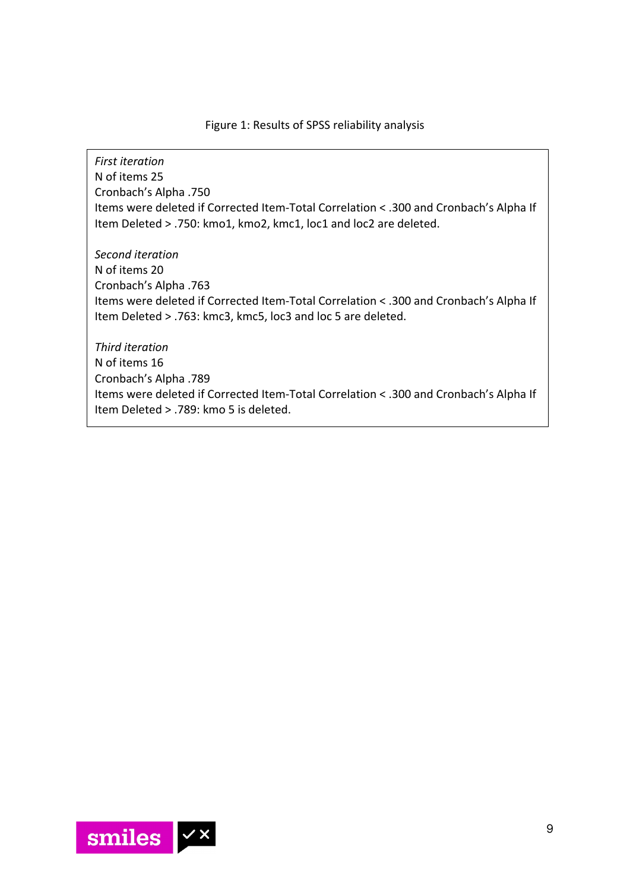Figure 1: Results of SPSS reliability analysis

*First iteration*
N of items 25
Cronbach's Alpha .750
Items were deleted if Corrected Item-Total Correlation < .300 and Cronbach's Alpha If Item Deleted > .750: kmo1, kmo2, kmc1, loc1 and loc2 are deleted.

*Second iteration*
N of items 20
Cronbach's Alpha .763
Items were deleted if Corrected Item-Total Correlation < .300 and Cronbach's Alpha If Item Deleted > .763: kmc3, kmc5, loc3 and loc 5 are deleted.

*Third iteration*
N of items 16
Cronbach's Alpha .789
Items were deleted if Corrected Item-Total Correlation < .300 and Cronbach's Alpha If Item Deleted > .789: kmo 5 is deleted.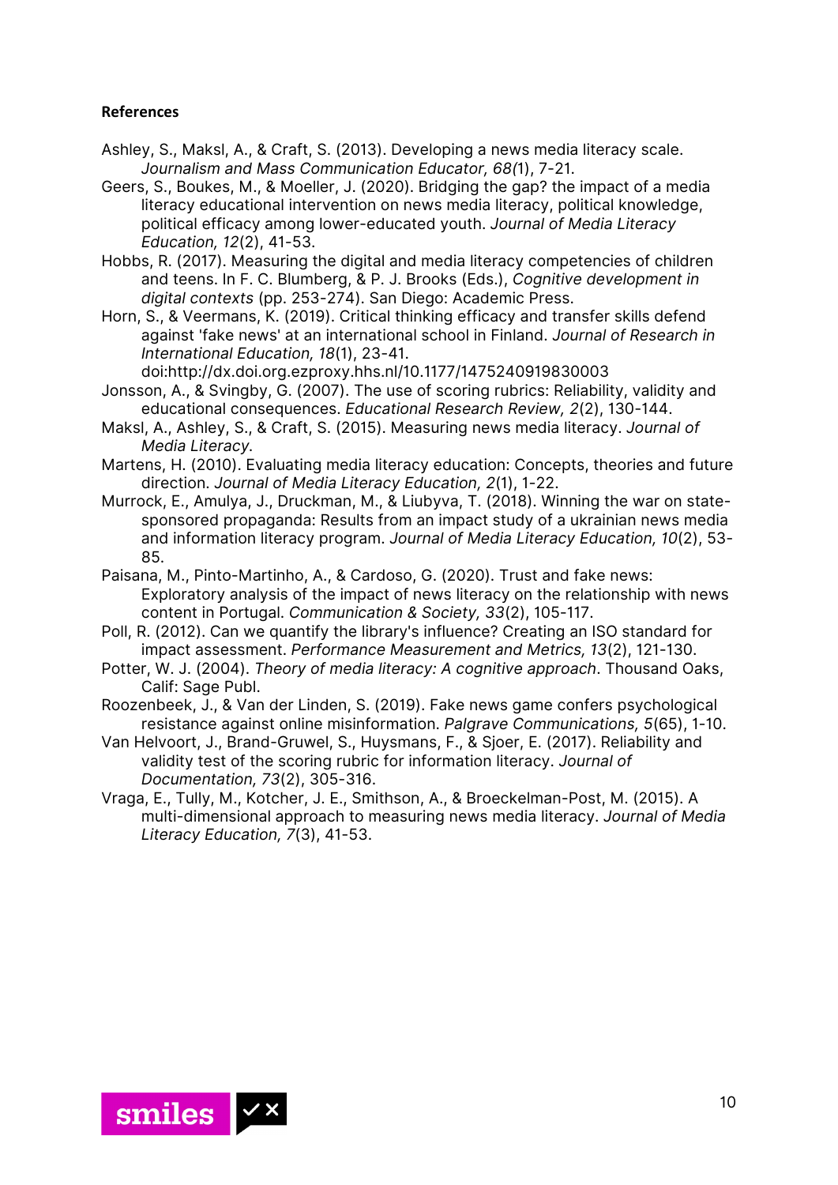**References**

Ashley, S., Maksl, A., & Craft, S. (2013). Developing a news media literacy scale. *Journalism and Mass Communication Educator, 68(*1), 7-21.

Geers, S., Boukes, M., & Moeller, J. (2020). Bridging the gap? the impact of a media literacy educational intervention on news media literacy, political knowledge, political efficacy among lower-educated youth. *Journal of Media Literacy Education, 12*(2), 41-53.

Hobbs, R. (2017). Measuring the digital and media literacy competencies of children and teens. In F. C. Blumberg, & P. J. Brooks (Eds.), *Cognitive development in digital contexts* (pp. 253-274). San Diego: Academic Press.

Horn, S., & Veermans, K. (2019). Critical thinking efficacy and transfer skills defend against 'fake news' at an international school in Finland. *Journal of Research in International Education, 18*(1), 23-41. doi:http://dx.doi.org.ezproxy.hhs.nl/10.1177/1475240919830003

Jonsson, A., & Svingby, G. (2007). The use of scoring rubrics: Reliability, validity and educational consequences. *Educational Research Review, 2*(2), 130-144.

Maksl, A., Ashley, S., & Craft, S. (2015). Measuring news media literacy. *Journal of Media Literacy*.

Martens, H. (2010). Evaluating media literacy education: Concepts, theories and future direction. *Journal of Media Literacy Education, 2*(1), 1-22.

Murrock, E., Amulya, J., Druckman, M., & Liubyva, T. (2018). Winning the war on state-sponsored propaganda: Results from an impact study of a ukrainian news media and information literacy program. *Journal of Media Literacy Education, 10*(2), 53-85.

Paisana, M., Pinto-Martinho, A., & Cardoso, G. (2020). Trust and fake news: Exploratory analysis of the impact of news literacy on the relationship with news content in Portugal. *Communication & Society, 33*(2), 105-117.

Poll, R. (2012). Can we quantify the library's influence? Creating an ISO standard for impact assessment. *Performance Measurement and Metrics, 13*(2), 121-130.

Potter, W. J. (2004). *Theory of media literacy: A cognitive approach*. Thousand Oaks, Calif: Sage Publ.

Roozenbeek, J., & Van der Linden, S. (2019). Fake news game confers psychological resistance against online misinformation. *Palgrave Communications, 5*(65), 1-10.

Van Helvoort, J., Brand-Gruwel, S., Huysmans, F., & Sjoer, E. (2017). Reliability and validity test of the scoring rubric for information literacy. *Journal of Documentation, 73*(2), 305-316.

Vraga, E., Tully, M., Kotcher, J. E., Smithson, A., & Broeckelman-Post, M. (2015). A multi-dimensional approach to measuring news media literacy. *Journal of Media Literacy Education, 7*(3), 41-53.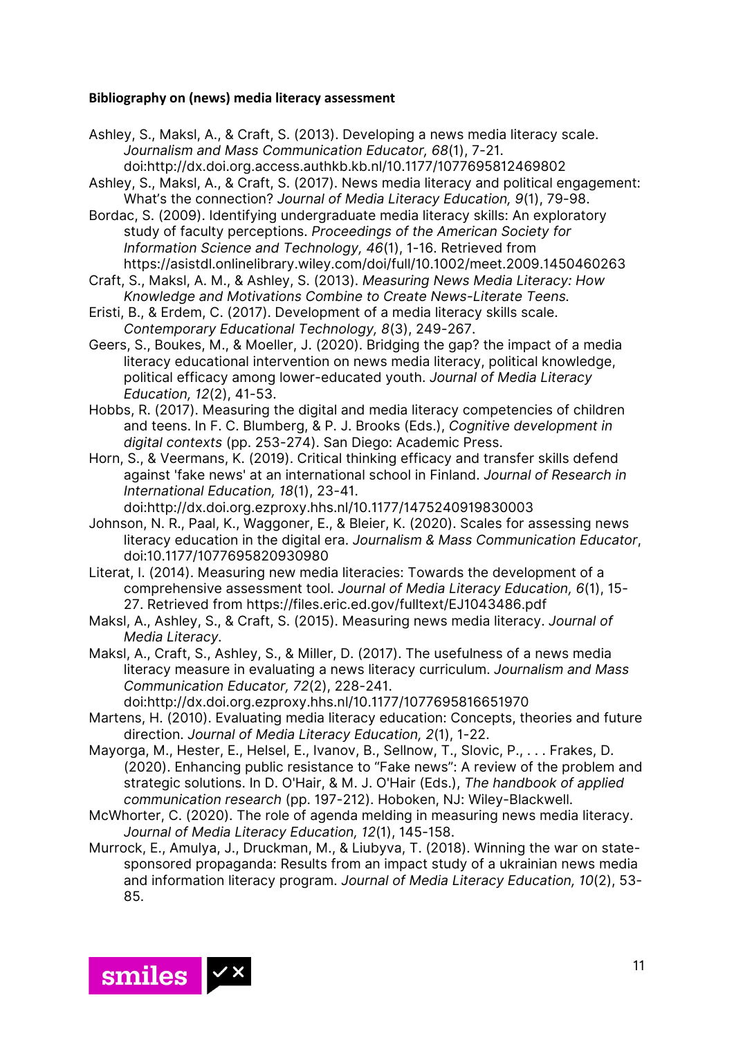**Bibliography on (news) media literacy assessment**

Ashley, S., Maksl, A., & Craft, S. (2013). Developing a news media literacy scale. *Journalism and Mass Communication Educator, 68*(1), 7-21. doi:http://dx.doi.org.access.authkb.kb.nl/10.1177/1077695812469802

Ashley, S., Maksl, A., & Craft, S. (2017). News media literacy and political engagement: What's the connection? *Journal of Media Literacy Education, 9*(1), 79-98.

Bordac, S. (2009). Identifying undergraduate media literacy skills: An exploratory study of faculty perceptions. *Proceedings of the American Society for Information Science and Technology, 46*(1), 1-16. Retrieved from https://asistdl.onlinelibrary.wiley.com/doi/full/10.1002/meet.2009.1450460263

Craft, S., Maksl, A. M., & Ashley, S. (2013). *Measuring News Media Literacy: How Knowledge and Motivations Combine to Create News-Literate Teens.*

Eristi, B., & Erdem, C. (2017). Development of a media literacy skills scale. *Contemporary Educational Technology, 8*(3), 249-267.

Geers, S., Boukes, M., & Moeller, J. (2020). Bridging the gap? the impact of a media literacy educational intervention on news media literacy, political knowledge, political efficacy among lower-educated youth. *Journal of Media Literacy Education, 12*(2), 41-53.

Hobbs, R. (2017). Measuring the digital and media literacy competencies of children and teens. In F. C. Blumberg, & P. J. Brooks (Eds.), *Cognitive development in digital contexts* (pp. 253-274). San Diego: Academic Press.

Horn, S., & Veermans, K. (2019). Critical thinking efficacy and transfer skills defend against 'fake news' at an international school in Finland. *Journal of Research in International Education, 18*(1), 23-41. doi:http://dx.doi.org.ezproxy.hhs.nl/10.1177/1475240919830003

Johnson, N. R., Paal, K., Waggoner, E., & Bleier, K. (2020). Scales for assessing news literacy education in the digital era. *Journalism & Mass Communication Educator*, doi:10.1177/1077695820930980

Literat, I. (2014). Measuring new media literacies: Towards the development of a comprehensive assessment tool. *Journal of Media Literacy Education, 6*(1), 15-27. Retrieved from https://files.eric.ed.gov/fulltext/EJ1043486.pdf

Maksl, A., Ashley, S., & Craft, S. (2015). Measuring news media literacy. *Journal of Media Literacy*.

Maksl, A., Craft, S., Ashley, S., & Miller, D. (2017). The usefulness of a news media literacy measure in evaluating a news literacy curriculum. *Journalism and Mass Communication Educator, 72*(2), 228-241. doi:http://dx.doi.org.ezproxy.hhs.nl/10.1177/1077695816651970

Martens, H. (2010). Evaluating media literacy education: Concepts, theories and future direction. *Journal of Media Literacy Education, 2*(1), 1-22.

Mayorga, M., Hester, E., Helsel, E., Ivanov, B., Sellnow, T., Slovic, P., . . . Frakes, D. (2020). Enhancing public resistance to "Fake news": A review of the problem and strategic solutions. In D. O'Hair, & M. J. O'Hair (Eds.), *The handbook of applied communication research* (pp. 197-212). Hoboken, NJ: Wiley-Blackwell.

McWhorter, C. (2020). The role of agenda melding in measuring news media literacy. *Journal of Media Literacy Education, 12*(1), 145-158.

Murrock, E., Amulya, J., Druckman, M., & Liubyva, T. (2018). Winning the war on state-sponsored propaganda: Results from an impact study of a ukrainian news media and information literacy program. *Journal of Media Literacy Education, 10*(2), 53-85.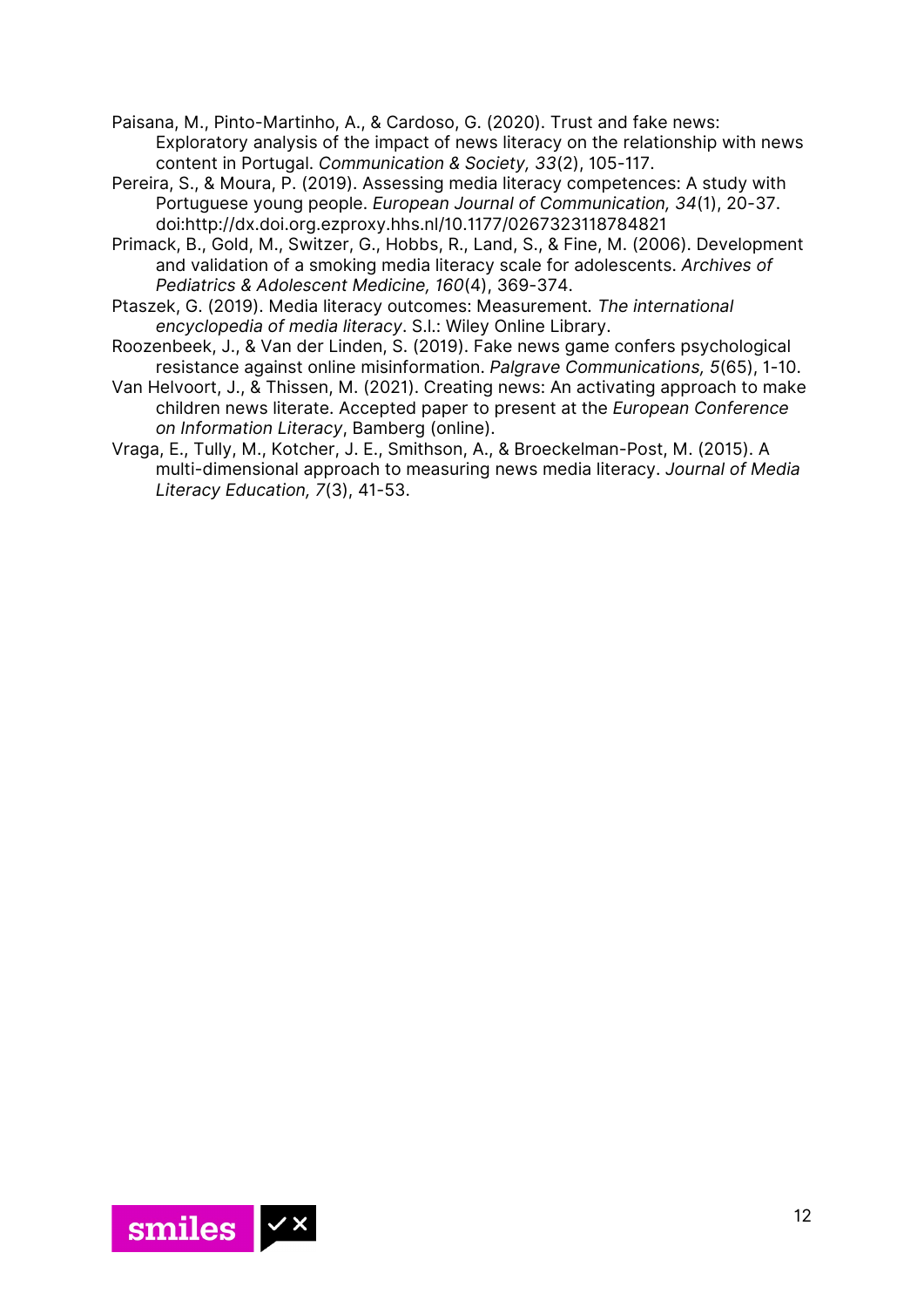Paisana, M., Pinto-Martinho, A., & Cardoso, G. (2020). Trust and fake news: Exploratory analysis of the impact of news literacy on the relationship with news content in Portugal. *Communication & Society, 33*(2), 105-117.

Pereira, S., & Moura, P. (2019). Assessing media literacy competences: A study with Portuguese young people. *European Journal of Communication, 34*(1), 20-37. doi:http://dx.doi.org.ezproxy.hhs.nl/10.1177/0267323118784821

Primack, B., Gold, M., Switzer, G., Hobbs, R., Land, S., & Fine, M. (2006). Development and validation of a smoking media literacy scale for adolescents. *Archives of Pediatrics & Adolescent Medicine, 160*(4), 369-374.

Ptaszek, G. (2019). Media literacy outcomes: Measurement. *The international encyclopedia of media literacy*. S.l.: Wiley Online Library.

Roozenbeek, J., & Van der Linden, S. (2019). Fake news game confers psychological resistance against online misinformation. *Palgrave Communications, 5*(65), 1-10.

Van Helvoort, J., & Thissen, M. (2021). Creating news: An activating approach to make children news literate. Accepted paper to present at the *European Conference on Information Literacy*, Bamberg (online).

Vraga, E., Tully, M., Kotcher, J. E., Smithson, A., & Broeckelman-Post, M. (2015). A multi-dimensional approach to measuring news media literacy. *Journal of Media Literacy Education, 7*(3), 41-53.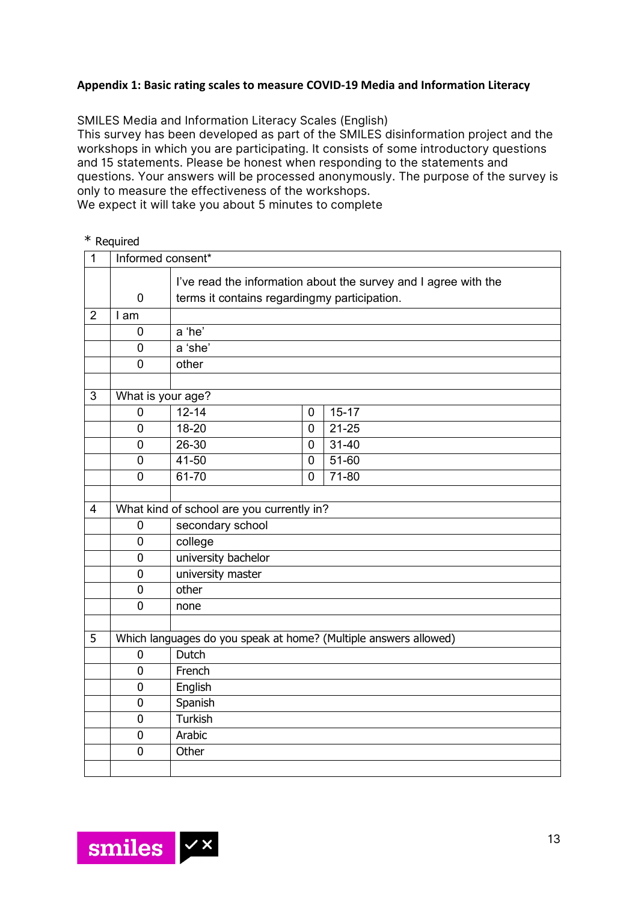**Appendix 1: Basic rating scales to measure COVID-19 Media and Information Literacy**

SMILES Media and Information Literacy Scales (English)
This survey has been developed as part of the SMILES disinformation project and the workshops in which you are participating. It consists of some introductory questions and 15 statements. Please be honest when responding to the statements and questions. Your answers will be processed anonymously. The purpose of the survey is only to measure the effectiveness of the workshops.
We expect it will take you about 5 minutes to complete

\* Required

| | | | | |
|---|---|---|---|---|
| 1 | Informed consent* | | | |
| | 0 | I've read the information about the survey and I agree with the terms it contains regardingmy participation. | | |
| 2 | I am | | | |
| | 0 | a 'he' | | |
| | 0 | a 'she' | | |
| | 0 | other | | |
| | | | | |
| 3 | What is your age? | | | |
| | 0 | 12-14 | 0 | 15-17 |
| | 0 | 18-20 | 0 | 21-25 |
| | 0 | 26-30 | 0 | 31-40 |
| | 0 | 41-50 | 0 | 51-60 |
| | 0 | 61-70 | 0 | 71-80 |
| | | | | |
| 4 | What kind of school are you currently in? | | | |
| | 0 | secondary school | | |
| | 0 | college | | |
| | 0 | university bachelor | | |
| | 0 | university master | | |
| | 0 | other | | |
| | 0 | none | | |
| | | | | |
| 5 | Which languages do you speak at home? (Multiple answers allowed) | | | |
| | 0 | Dutch | | |
| | 0 | French | | |
| | 0 | English | | |
| | 0 | Spanish | | |
| | 0 | Turkish | | |
| | 0 | Arabic | | |
| | 0 | Other | | |
| | | | | |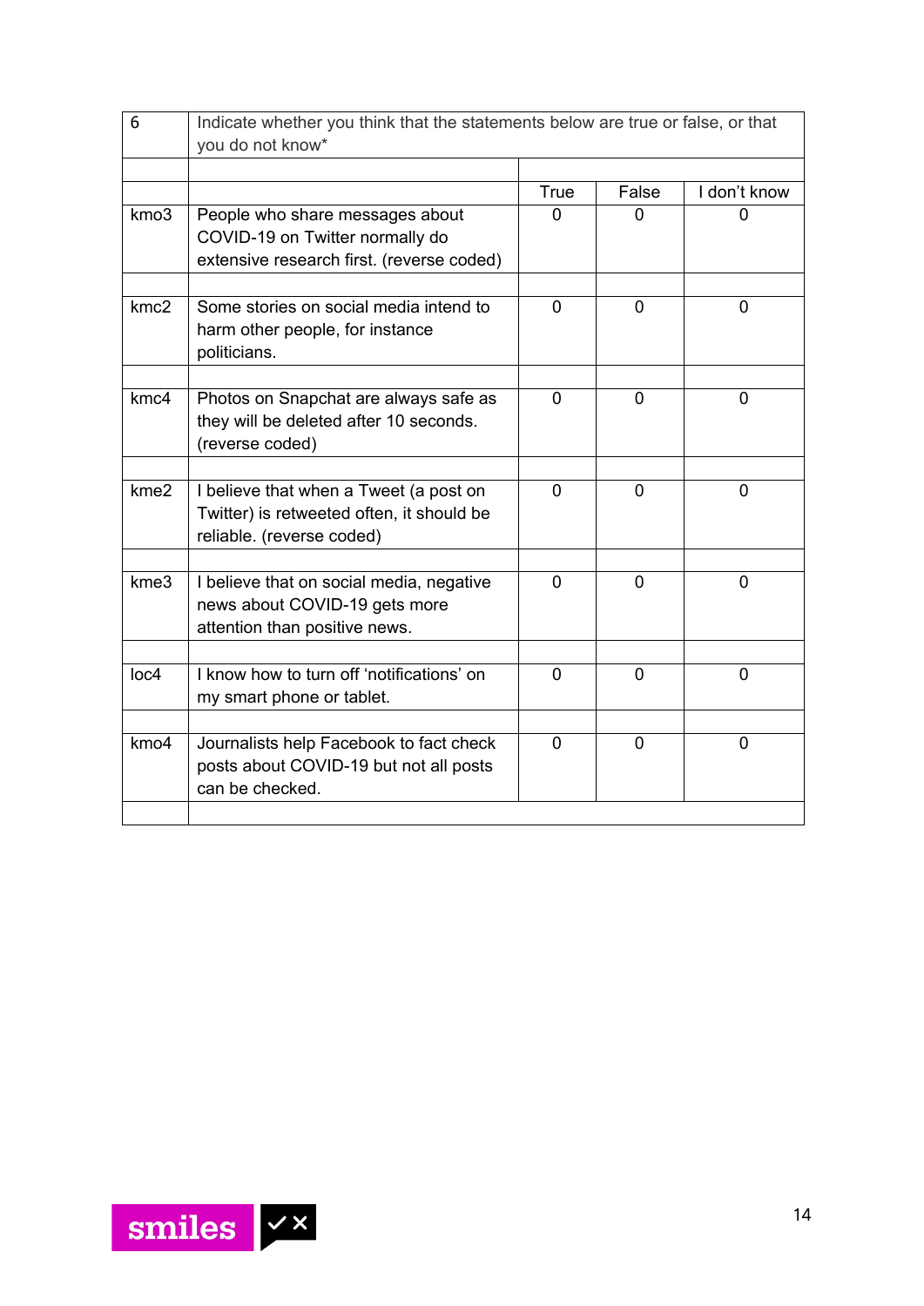| 6 | Indicate whether you think that the statements below are true or false, or that you do not know* | | | |
|---|---|---|---|---|
| | | True | False | I don't know |
| kmo3 | People who share messages about COVID-19 on Twitter normally do extensive research first. (reverse coded) | 0 | 0 | 0 |
| kmc2 | Some stories on social media intend to harm other people, for instance politicians. | 0 | 0 | 0 |
| kmc4 | Photos on Snapchat are always safe as they will be deleted after 10 seconds. (reverse coded) | 0 | 0 | 0 |
| kme2 | I believe that when a Tweet (a post on Twitter) is retweeted often, it should be reliable. (reverse coded) | 0 | 0 | 0 |
| kme3 | I believe that on social media, negative news about COVID-19 gets more attention than positive news. | 0 | 0 | 0 |
| loc4 | I know how to turn off 'notifications' on my smart phone or tablet. | 0 | 0 | 0 |
| kmo4 | Journalists help Facebook to fact check posts about COVID-19 but not all posts can be checked. | 0 | 0 | 0 |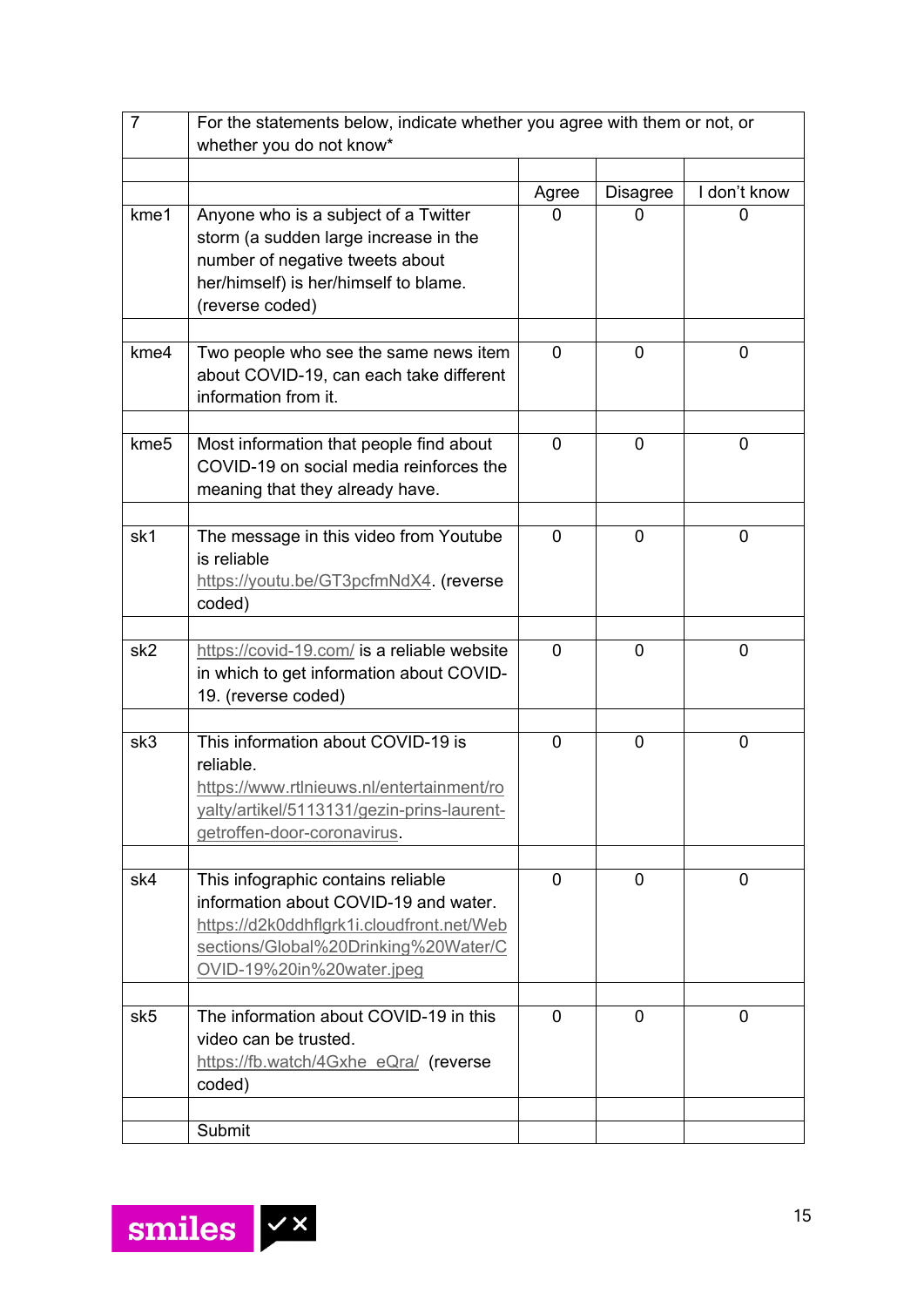| 7 | For the statements below, indicate whether you agree with them or not, or whether you do not know* | | | |
|---|---|---|---|---|
| | | | | |
| | | Agree | Disagree | I don't know |
| kme1 | Anyone who is a subject of a Twitter storm (a sudden large increase in the number of negative tweets about her/himself) is her/himself to blame. (reverse coded) | 0 | 0 | 0 |
| | | | | |
| kme4 | Two people who see the same news item about COVID-19, can each take different information from it. | 0 | 0 | 0 |
| | | | | |
| kme5 | Most information that people find about COVID-19 on social media reinforces the meaning that they already have. | 0 | 0 | 0 |
| | | | | |
| sk1 | The message in this video from Youtube is reliable https://youtu.be/GT3pcfmNdX4. (reverse coded) | 0 | 0 | 0 |
| | | | | |
| sk2 | https://covid-19.com/ is a reliable website in which to get information about COVID-19. (reverse coded) | 0 | 0 | 0 |
| | | | | |
| sk3 | This information about COVID-19 is reliable. https://www.rtlnieuws.nl/entertainment/royalty/artikel/5113131/gezin-prins-laurent-getroffen-door-coronavirus. | 0 | 0 | 0 |
| | | | | |
| sk4 | This infographic contains reliable information about COVID-19 and water. https://d2k0ddhflgrk1i.cloudfront.net/Websections/Global%20Drinking%20Water/COVID-19%20in%20water.jpeg | 0 | 0 | 0 |
| | | | | |
| sk5 | The information about COVID-19 in this video can be trusted. https://fb.watch/4Gxhe_eQra/ (reverse coded) | 0 | 0 | 0 |
| | | | | |
| | Submit | | | |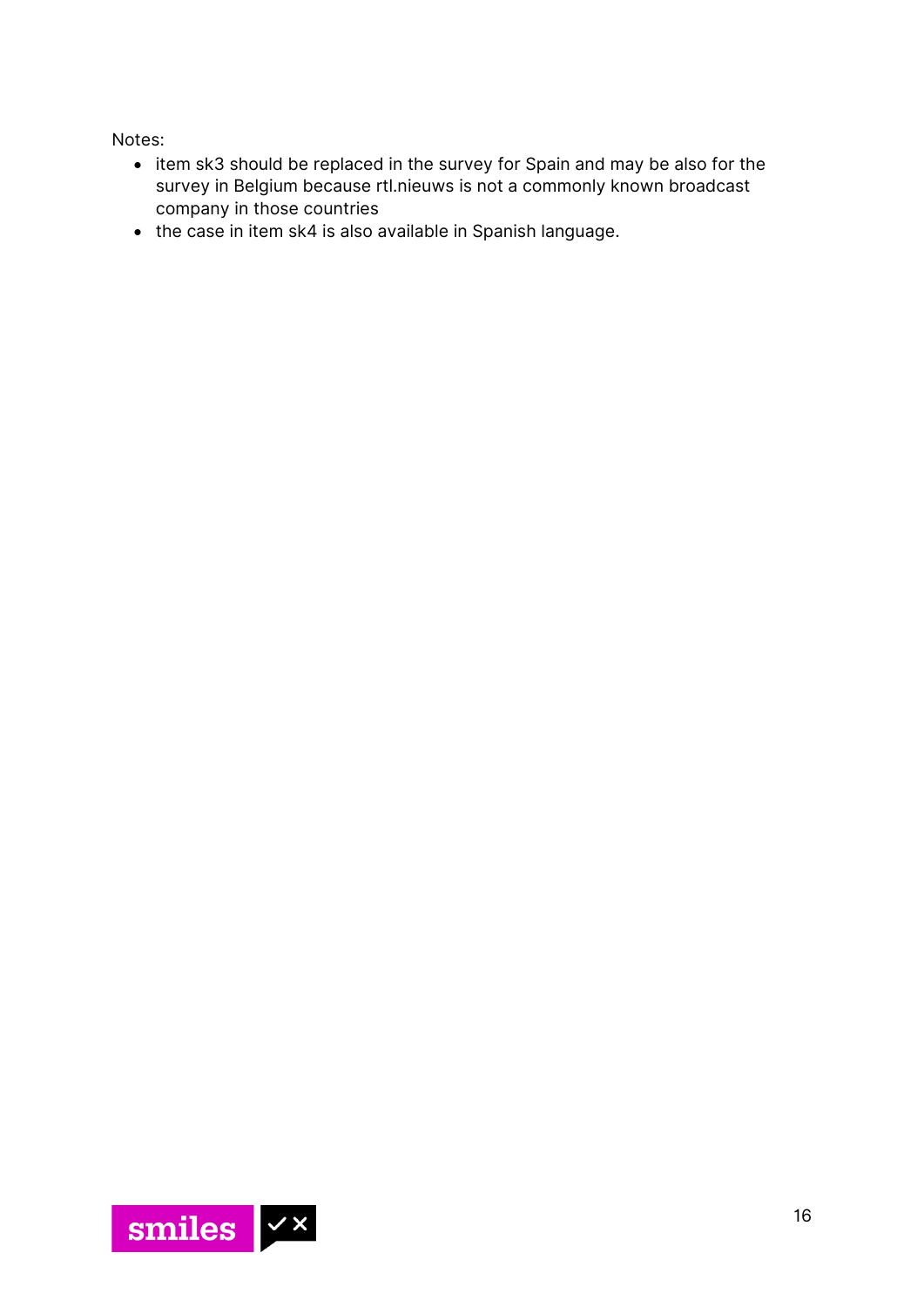Notes:

- item sk3 should be replaced in the survey for Spain and may be also for the survey in Belgium because rtl.nieuws is not a commonly known broadcast company in those countries
- the case in item sk4 is also available in Spanish language.